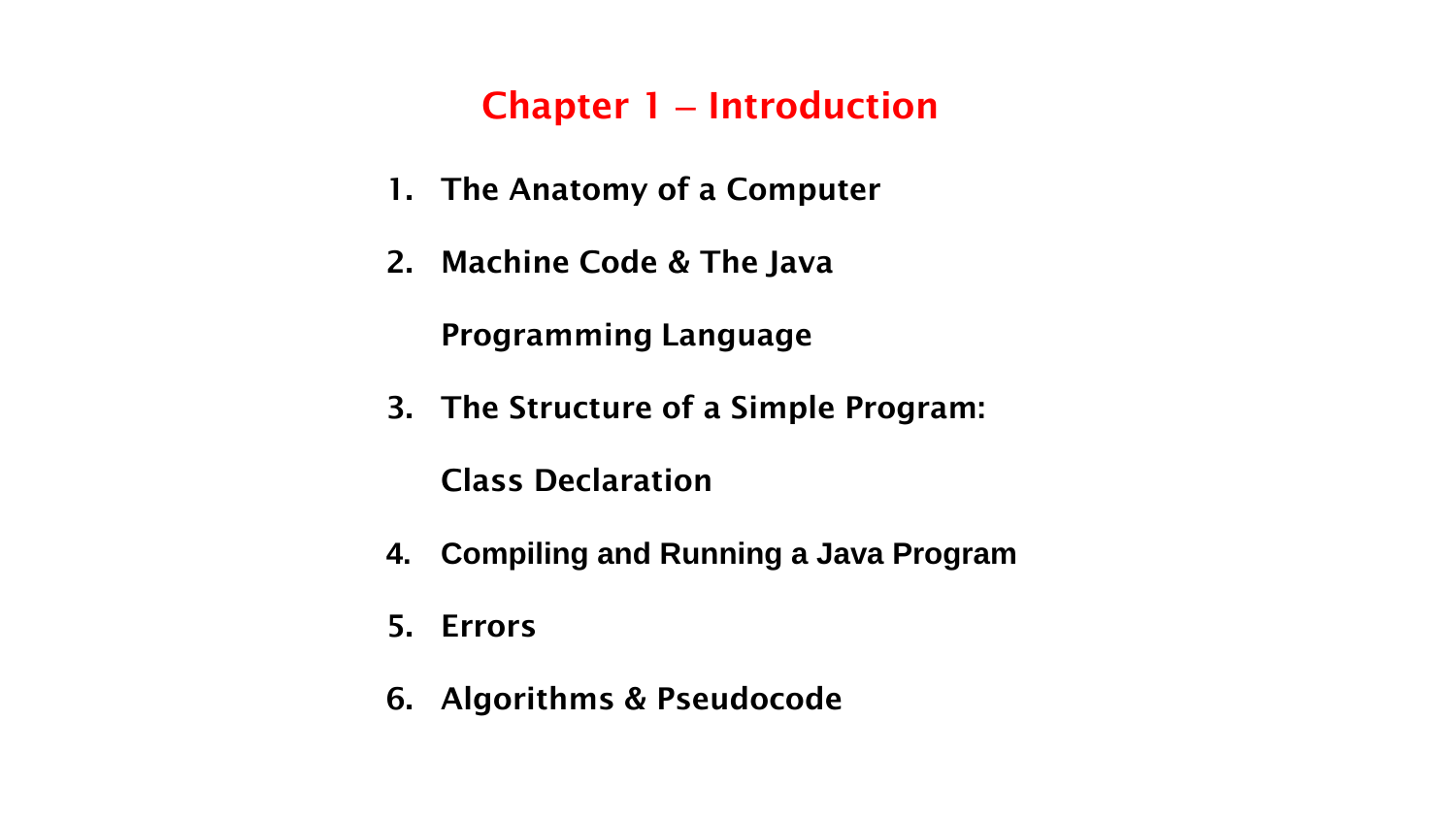# Chapter 1 – Introduction

1. **The Anatomy of a Computer**
2. **Machine Code & The Java Programming Language**
3. **The Structure of a Simple Program: Class Declaration**
4. **Compiling and Running a Java Program**
5. **Errors**
6. **Algorithms & Pseudocode**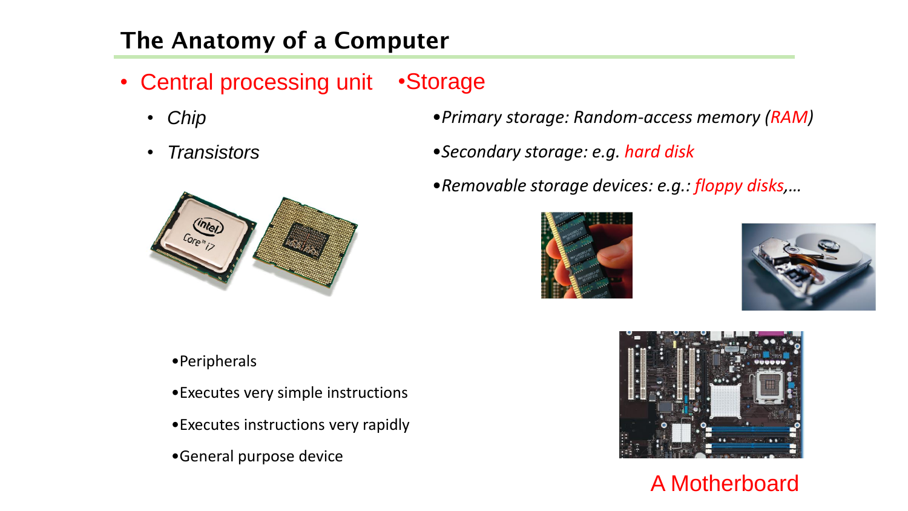## The Anatomy of a Computer

- Central processing unit
  - *Chip*
  - *Transistors*

- Storage
  - *Primary storage: Random-access memory (RAM)*
  - *Secondary storage: e.g. hard disk*
  - *Removable storage devices: e.g.: floppy disks,…*

- Peripherals
- Executes very simple instructions
- Executes instructions very rapidly
- General purpose device

A Motherboard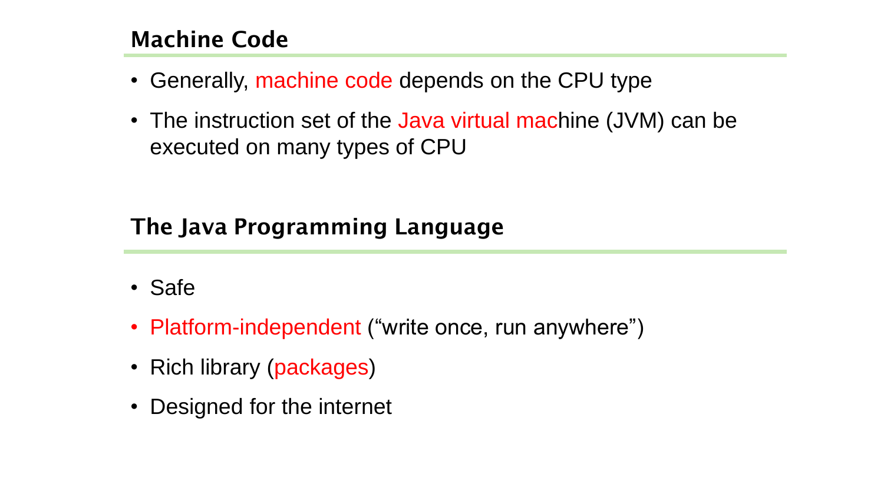## Machine Code

- Generally, machine code depends on the CPU type
- The instruction set of the Java virtual machine (JVM) can be executed on many types of CPU

## The Java Programming Language

- Safe
- Platform-independent ("write once, run anywhere")
- Rich library (packages)
- Designed for the internet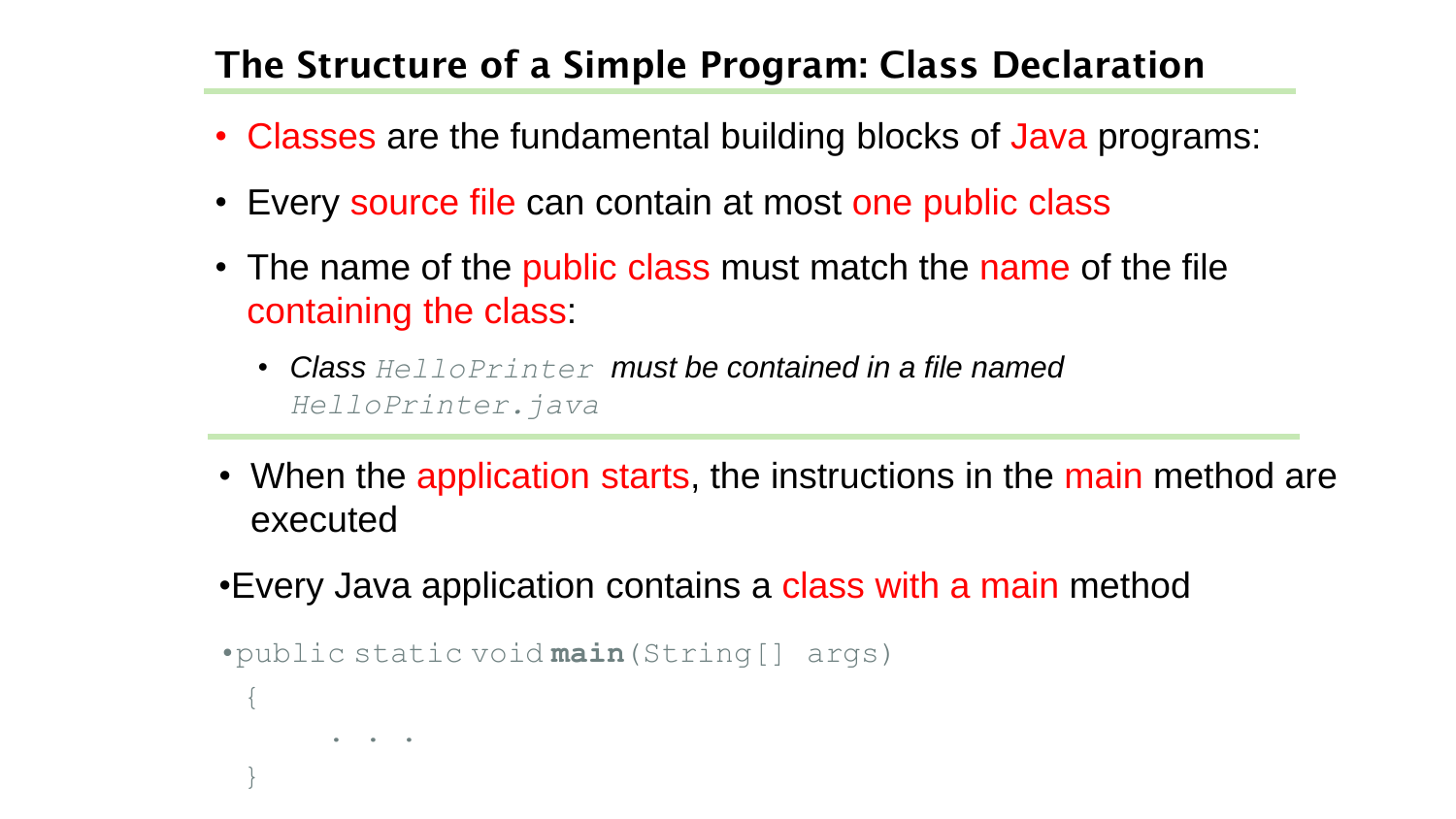## The Structure of a Simple Program: Class Declaration

- Classes are the fundamental building blocks of Java programs:
- Every source file can contain at most one public class
- The name of the public class must match the name of the file containing the class:
  - *Class `HelloPrinter` must be contained in a file named `HelloPrinter.java`*

---

- When the application starts, the instructions in the main method are executed
- Every Java application contains a class with a main method

```
public static void main(String[] args)
{
      . . .
}
```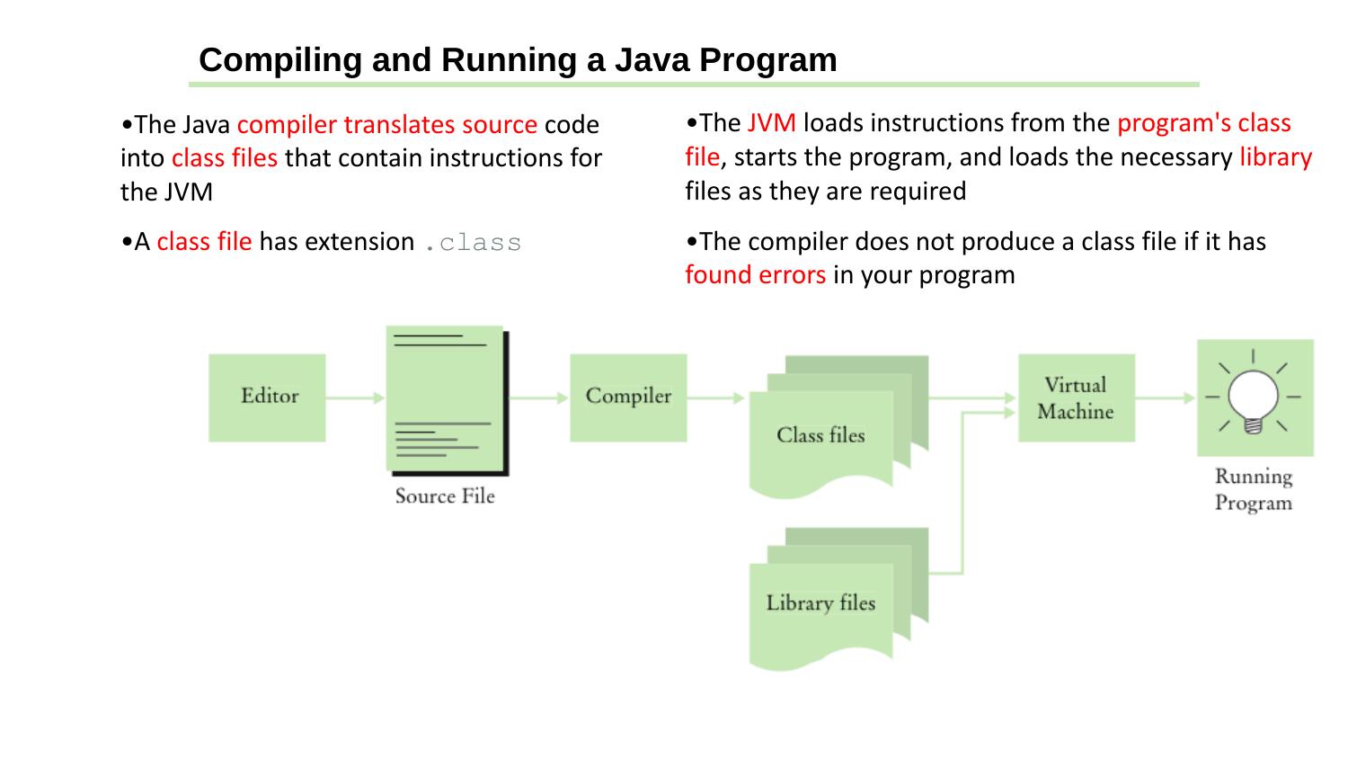# Compiling and Running a Java Program

- The Java compiler translates source code into class files that contain instructions for the JVM
- A class file has extension `.class`
- The JVM loads instructions from the program's class file, starts the program, and loads the necessary library files as they are required
- The compiler does not produce a class file if it has found errors in your program

Editor → Source File → Compiler → Class files → Virtual Machine → Running Program

Library files → Virtual Machine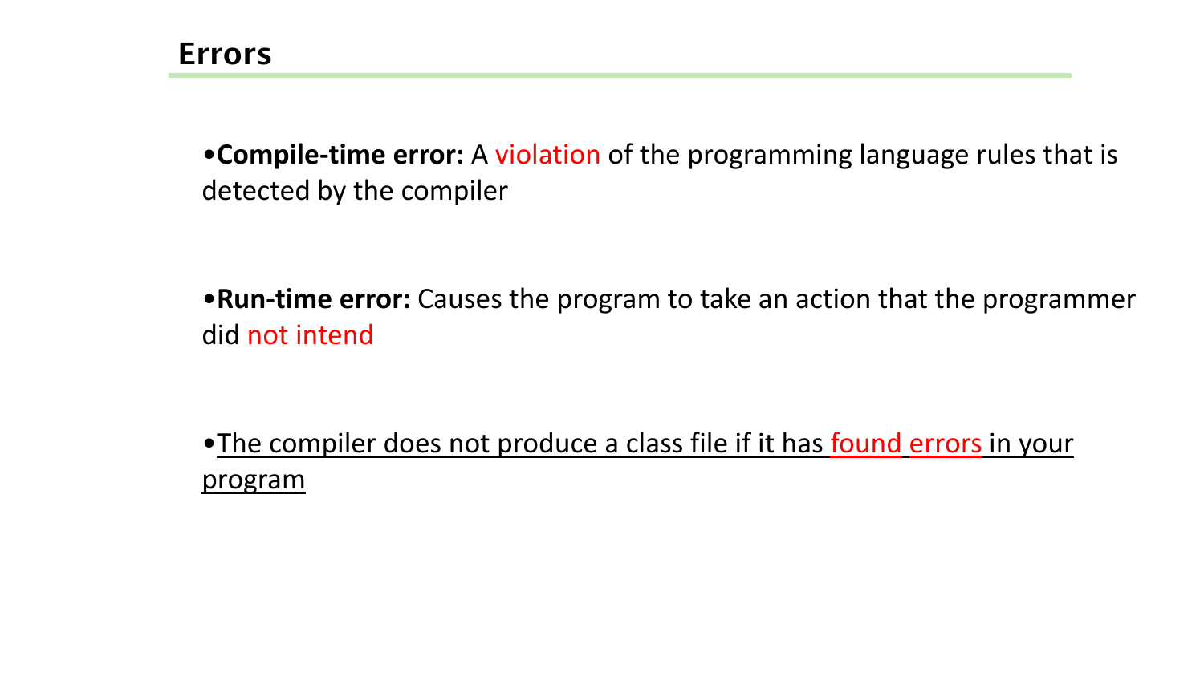## Errors

- **Compile-time error:** A violation of the programming language rules that is detected by the compiler

- **Run-time error:** Causes the program to take an action that the programmer did not intend

- <u>The compiler does not produce a class file if it has found errors in your program</u>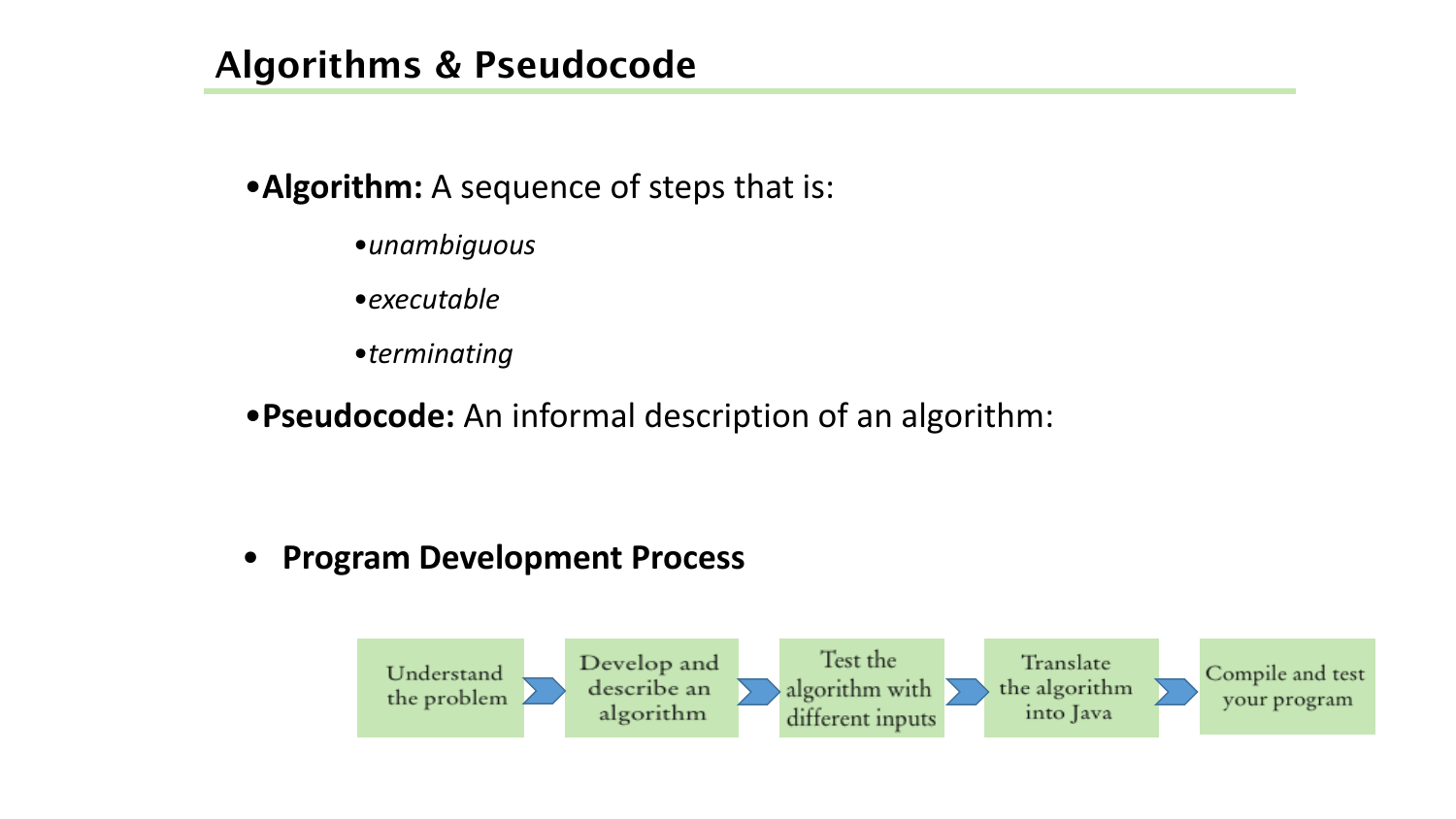## Algorithms & Pseudocode

- **Algorithm:** A sequence of steps that is:
  - *unambiguous*
  - *executable*
  - *terminating*
- **Pseudocode:** An informal description of an algorithm:

- **Program Development Process**

Understand the problem → Develop and describe an algorithm → Test the algorithm with different inputs → Translate the algorithm into Java → Compile and test your program